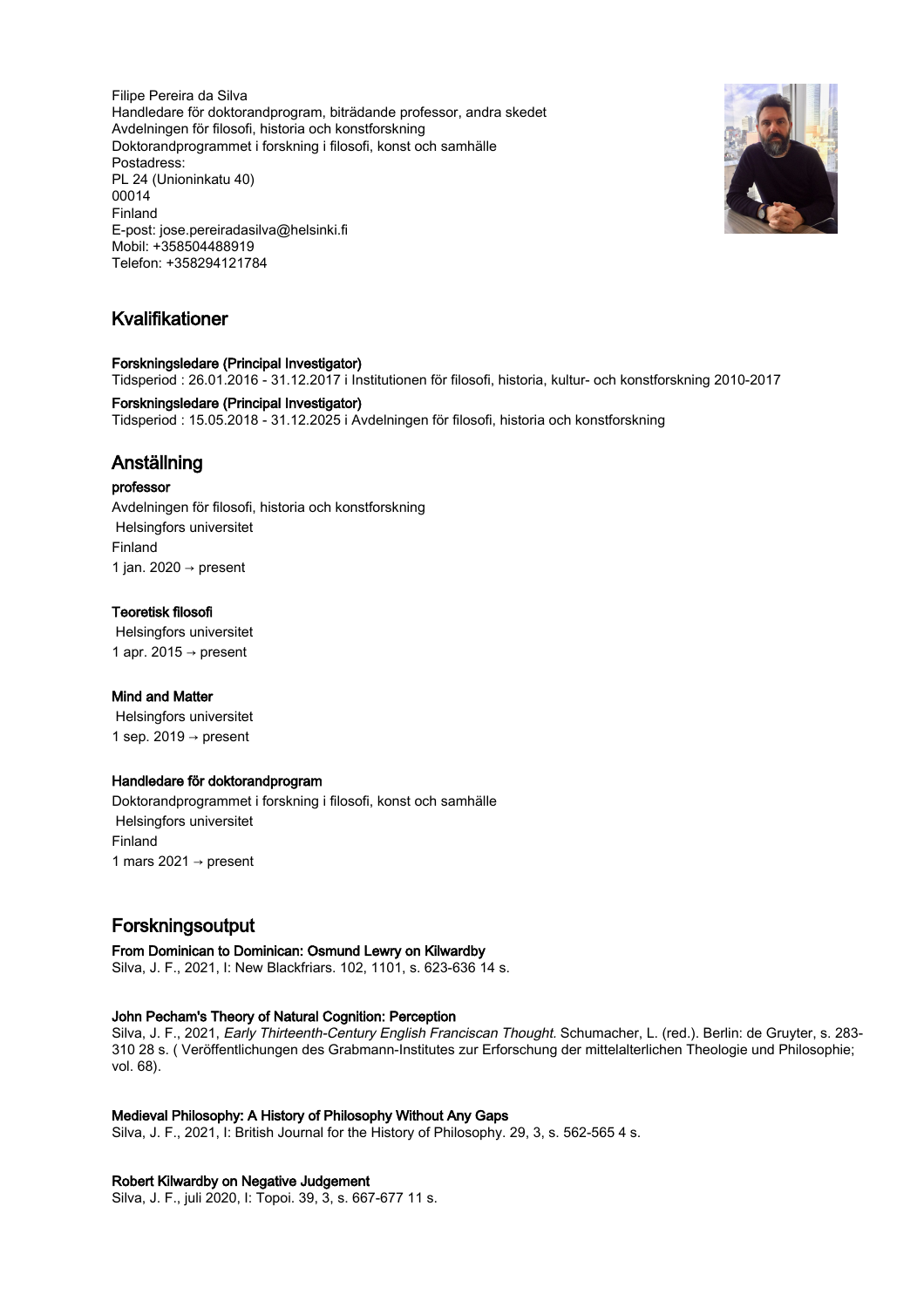Filipe Pereira da Silva
Handledare för doktorandprogram, biträdande professor, andra skedet
Avdelningen för filosofi, historia och konstforskning
Doktorandprogrammet i forskning i filosofi, konst och samhälle
Postadress:
PL 24 (Unioninkatu 40)
00014
Finland
E-post: jose.pereiradasilva@helsinki.fi
Mobil: +358504488919
Telefon: +358294121784

## Kvalifikationer

**Forskningsledare (Principal Investigator)**
Tidsperiod : 26.01.2016 - 31.12.2017 i Institutionen för filosofi, historia, kultur- och konstforskning 2010-2017

**Forskningsledare (Principal Investigator)**
Tidsperiod : 15.05.2018 - 31.12.2025 i Avdelningen för filosofi, historia och konstforskning

## Anställning

**professor**
Avdelningen för filosofi, historia och konstforskning
Helsingfors universitet
Finland
1 jan. 2020 → present

**Teoretisk filosofi**
Helsingfors universitet
1 apr. 2015 → present

**Mind and Matter**
Helsingfors universitet
1 sep. 2019 → present

**Handledare för doktorandprogram**
Doktorandprogrammet i forskning i filosofi, konst och samhälle
Helsingfors universitet
Finland
1 mars 2021 → present

## Forskningsoutput

**From Dominican to Dominican: Osmund Lewry on Kilwardby**
Silva, J. F., 2021, I: New Blackfriars. 102, 1101, s. 623-636 14 s.

**John Pecham's Theory of Natural Cognition: Perception**
Silva, J. F., 2021, *Early Thirteenth-Century English Franciscan Thought.* Schumacher, L. (red.). Berlin: de Gruyter, s. 283-310 28 s. ( Veröffentlichungen des Grabmann-Institutes zur Erforschung der mittelalterlichen Theologie und Philosophie; vol. 68).

**Medieval Philosophy: A History of Philosophy Without Any Gaps**
Silva, J. F., 2021, I: British Journal for the History of Philosophy. 29, 3, s. 562-565 4 s.

**Robert Kilwardby on Negative Judgement**
Silva, J. F., juli 2020, I: Topoi. 39, 3, s. 667-677 11 s.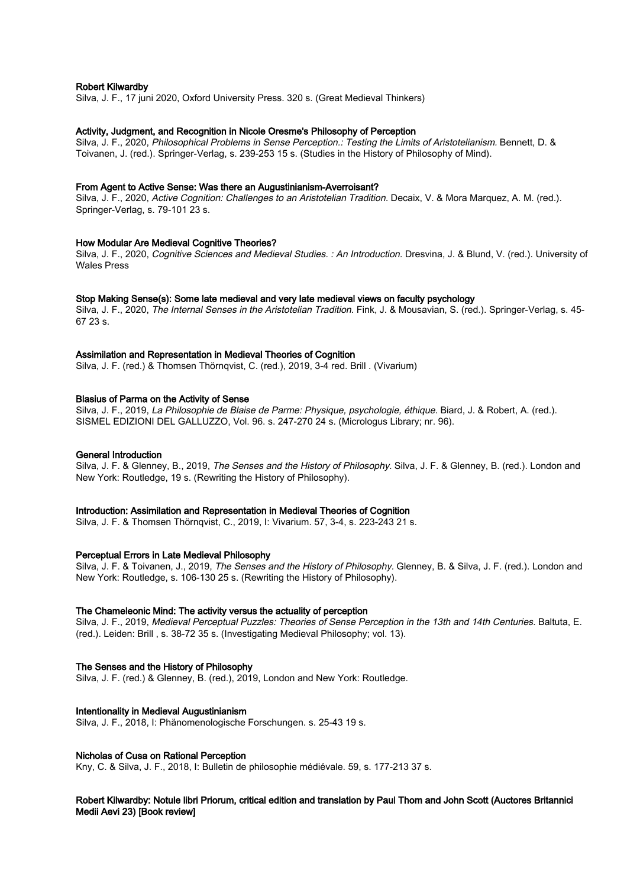**Robert Kilwardby**
Silva, J. F., 17 juni 2020, Oxford University Press. 320 s. (Great Medieval Thinkers)

**Activity, Judgment, and Recognition in Nicole Oresme's Philosophy of Perception**
Silva, J. F., 2020, *Philosophical Problems in Sense Perception.: Testing the Limits of Aristotelianism.* Bennett, D. & Toivanen, J. (red.). Springer-Verlag, s. 239-253 15 s. (Studies in the History of Philosophy of Mind).

**From Agent to Active Sense: Was there an Augustinianism-Averroisant?**
Silva, J. F., 2020, *Active Cognition: Challenges to an Aristotelian Tradition.* Decaix, V. & Mora Marquez, A. M. (red.). Springer-Verlag, s. 79-101 23 s.

**How Modular Are Medieval Cognitive Theories?**
Silva, J. F., 2020, *Cognitive Sciences and Medieval Studies. : An Introduction.* Dresvina, J. & Blund, V. (red.). University of Wales Press

**Stop Making Sense(s): Some late medieval and very late medieval views on faculty psychology**
Silva, J. F., 2020, *The Internal Senses in the Aristotelian Tradition.* Fink, J. & Mousavian, S. (red.). Springer-Verlag, s. 45-67 23 s.

**Assimilation and Representation in Medieval Theories of Cognition**
Silva, J. F. (red.) & Thomsen Thörnqvist, C. (red.), 2019, 3-4 red. Brill . (Vivarium)

**Blasius of Parma on the Activity of Sense**
Silva, J. F., 2019, *La Philosophie de Blaise de Parme: Physique, psychologie, éthique.* Biard, J. & Robert, A. (red.). SISMEL EDIZIONI DEL GALLUZZO, Vol. 96. s. 247-270 24 s. (Micrologus Library; nr. 96).

**General Introduction**
Silva, J. F. & Glenney, B., 2019, *The Senses and the History of Philosophy.* Silva, J. F. & Glenney, B. (red.). London and New York: Routledge, 19 s. (Rewriting the History of Philosophy).

**Introduction: Assimilation and Representation in Medieval Theories of Cognition**
Silva, J. F. & Thomsen Thörnqvist, C., 2019, I: Vivarium. 57, 3-4, s. 223-243 21 s.

**Perceptual Errors in Late Medieval Philosophy**
Silva, J. F. & Toivanen, J., 2019, *The Senses and the History of Philosophy.* Glenney, B. & Silva, J. F. (red.). London and New York: Routledge, s. 106-130 25 s. (Rewriting the History of Philosophy).

**The Chameleonic Mind: The activity versus the actuality of perception**
Silva, J. F., 2019, *Medieval Perceptual Puzzles: Theories of Sense Perception in the 13th and 14th Centuries.* Baltuta, E. (red.). Leiden: Brill , s. 38-72 35 s. (Investigating Medieval Philosophy; vol. 13).

**The Senses and the History of Philosophy**
Silva, J. F. (red.) & Glenney, B. (red.), 2019, London and New York: Routledge.

**Intentionality in Medieval Augustinianism**
Silva, J. F., 2018, I: Phänomenologische Forschungen. s. 25-43 19 s.

**Nicholas of Cusa on Rational Perception**
Kny, C. & Silva, J. F., 2018, I: Bulletin de philosophie médiévale. 59, s. 177-213 37 s.

**Robert Kilwardby: Notule libri Priorum, critical edition and translation by Paul Thom and John Scott (Auctores Britannici Medii Aevi 23) [Book review]**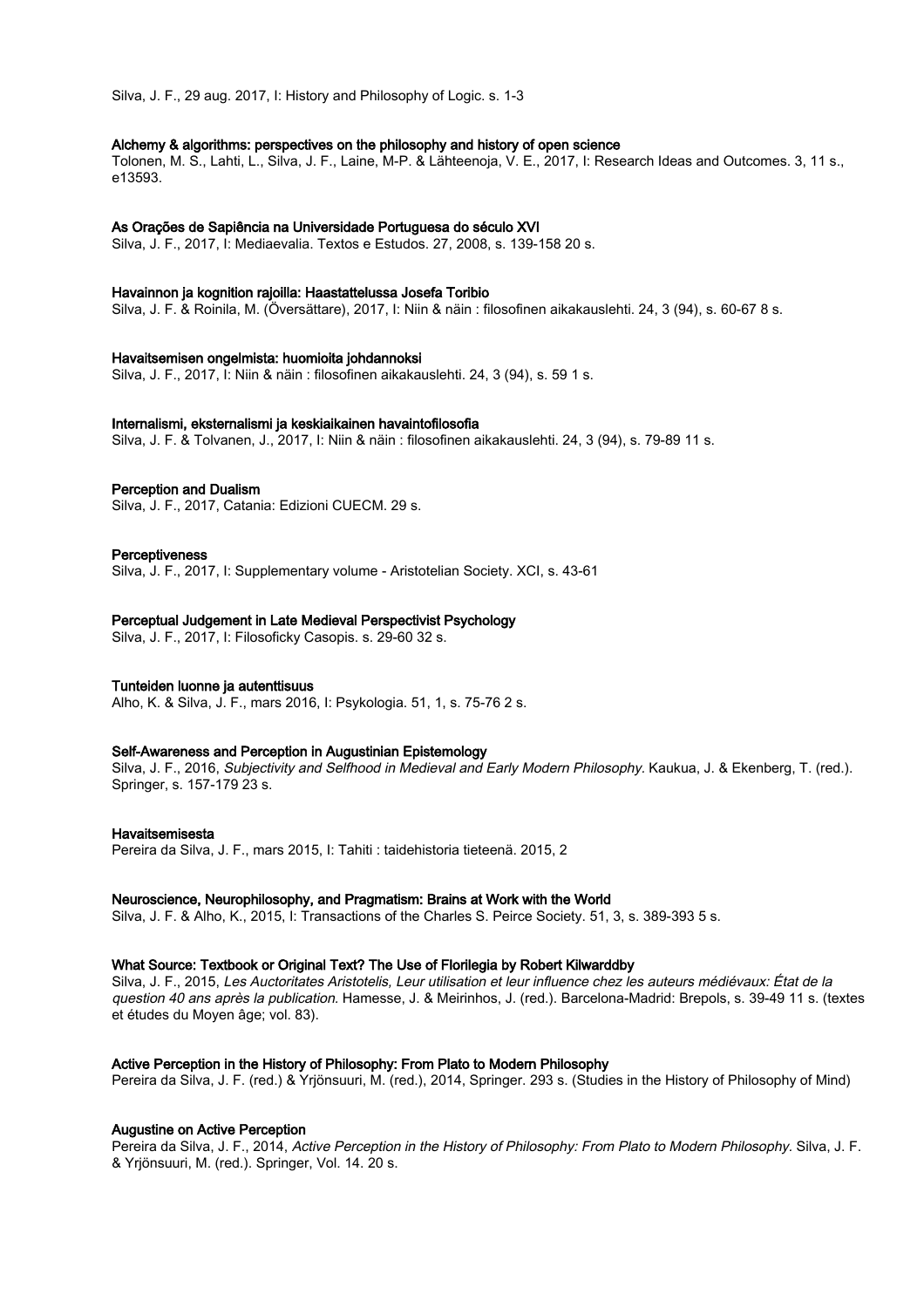Silva, J. F., 29 aug. 2017, I: History and Philosophy of Logic. s. 1-3

**Alchemy & algorithms: perspectives on the philosophy and history of open science**
Tolonen, M. S., Lahti, L., Silva, J. F., Laine, M-P. & Lähteenoja, V. E., 2017, I: Research Ideas and Outcomes. 3, 11 s., e13593.

**As Orações de Sapiência na Universidade Portuguesa do século XVI**
Silva, J. F., 2017, I: Mediaevalia. Textos e Estudos. 27, 2008, s. 139-158 20 s.

**Havainnon ja kognition rajoilla: Haastattelussa Josefa Toribio**
Silva, J. F. & Roinila, M. (Översättare), 2017, I: Niin & näin : filosofinen aikakauslehti. 24, 3 (94), s. 60-67 8 s.

**Havaitsemisen ongelmista: huomioita johdannoksi**
Silva, J. F., 2017, I: Niin & näin : filosofinen aikakauslehti. 24, 3 (94), s. 59 1 s.

**Internalismi, eksternalismi ja keskiaikainen havaintofilosofia**
Silva, J. F. & Tolvanen, J., 2017, I: Niin & näin : filosofinen aikakauslehti. 24, 3 (94), s. 79-89 11 s.

**Perception and Dualism**
Silva, J. F., 2017, Catania: Edizioni CUECM. 29 s.

**Perceptiveness**
Silva, J. F., 2017, I: Supplementary volume - Aristotelian Society. XCI, s. 43-61

**Perceptual Judgement in Late Medieval Perspectivist Psychology**
Silva, J. F., 2017, I: Filosoficky Casopis. s. 29-60 32 s.

**Tunteiden luonne ja autenttisuus**
Alho, K. & Silva, J. F., mars 2016, I: Psykologia. 51, 1, s. 75-76 2 s.

**Self-Awareness and Perception in Augustinian Epistemology**
Silva, J. F., 2016, *Subjectivity and Selfhood in Medieval and Early Modern Philosophy*. Kaukua, J. & Ekenberg, T. (red.). Springer, s. 157-179 23 s.

**Havaitsemisesta**
Pereira da Silva, J. F., mars 2015, I: Tahiti : taidehistoria tieteenä. 2015, 2

**Neuroscience, Neurophilosophy, and Pragmatism: Brains at Work with the World**
Silva, J. F. & Alho, K., 2015, I: Transactions of the Charles S. Peirce Society. 51, 3, s. 389-393 5 s.

**What Source: Textbook or Original Text? The Use of Florilegia by Robert Kilwarddby**
Silva, J. F., 2015, *Les Auctoritates Aristotelis, Leur utilisation et leur influence chez les auteurs médiévaux: État de la question 40 ans après la publication*. Hamesse, J. & Meirinhos, J. (red.). Barcelona-Madrid: Brepols, s. 39-49 11 s. (textes et études du Moyen âge; vol. 83).

**Active Perception in the History of Philosophy: From Plato to Modern Philosophy**
Pereira da Silva, J. F. (red.) & Yrjönsuuri, M. (red.), 2014, Springer. 293 s. (Studies in the History of Philosophy of Mind)

**Augustine on Active Perception**
Pereira da Silva, J. F., 2014, *Active Perception in the History of Philosophy: From Plato to Modern Philosophy*. Silva, J. F. & Yrjönsuuri, M. (red.). Springer, Vol. 14. 20 s.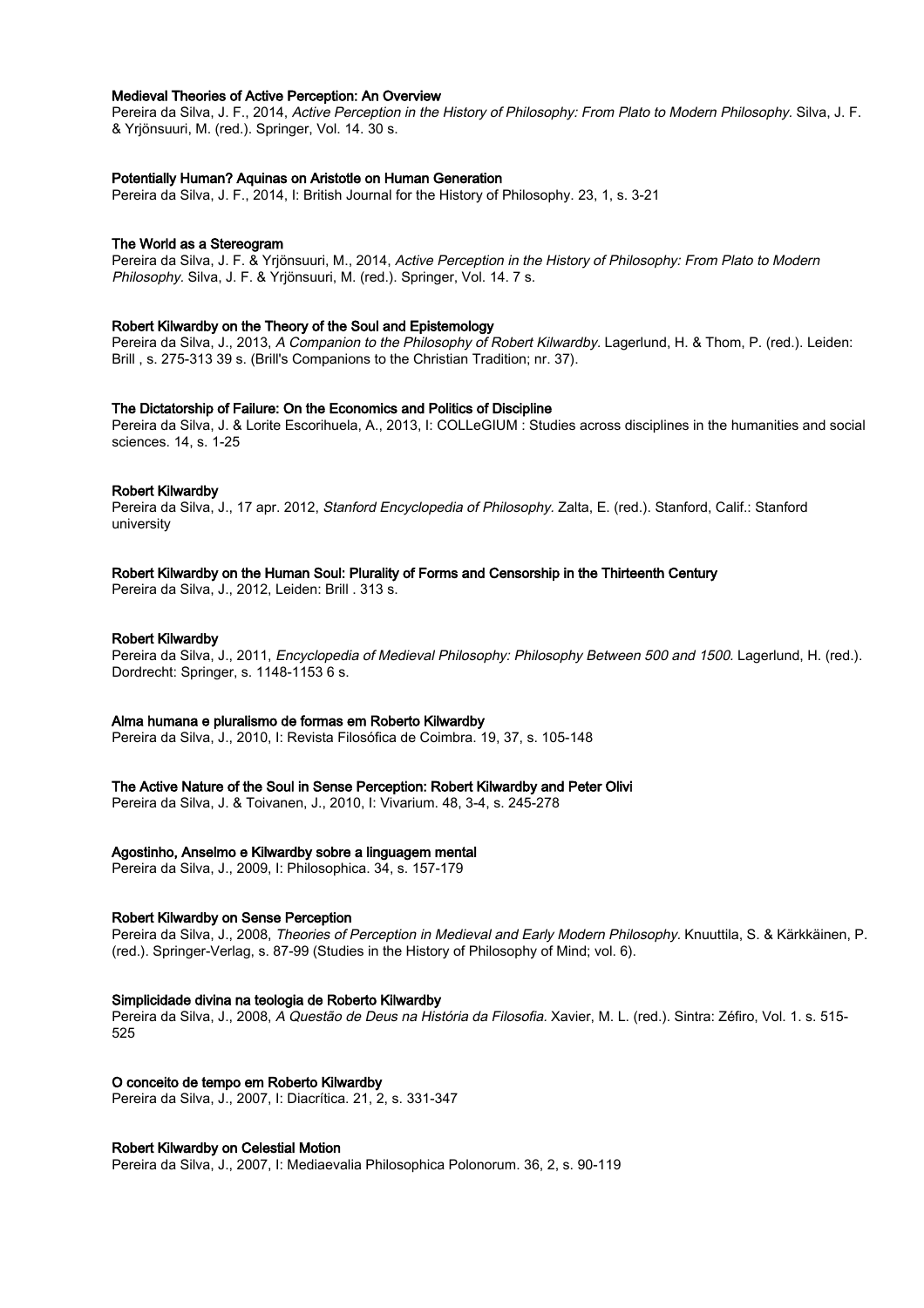**Medieval Theories of Active Perception: An Overview**
Pereira da Silva, J. F., 2014, *Active Perception in the History of Philosophy: From Plato to Modern Philosophy.* Silva, J. F. & Yrjönsuuri, M. (red.). Springer, Vol. 14. 30 s.

**Potentially Human? Aquinas on Aristotle on Human Generation**
Pereira da Silva, J. F., 2014, I: British Journal for the History of Philosophy. 23, 1, s. 3-21

**The World as a Stereogram**
Pereira da Silva, J. F. & Yrjönsuuri, M., 2014, *Active Perception in the History of Philosophy: From Plato to Modern Philosophy.* Silva, J. F. & Yrjönsuuri, M. (red.). Springer, Vol. 14. 7 s.

**Robert Kilwardby on the Theory of the Soul and Epistemology**
Pereira da Silva, J., 2013, *A Companion to the Philosophy of Robert Kilwardby.* Lagerlund, H. & Thom, P. (red.). Leiden: Brill , s. 275-313 39 s. (Brill's Companions to the Christian Tradition; nr. 37).

**The Dictatorship of Failure: On the Economics and Politics of Discipline**
Pereira da Silva, J. & Lorite Escorihuela, A., 2013, I: COLLeGIUM : Studies across disciplines in the humanities and social sciences. 14, s. 1-25

**Robert Kilwardby**
Pereira da Silva, J., 17 apr. 2012, *Stanford Encyclopedia of Philosophy.* Zalta, E. (red.). Stanford, Calif.: Stanford university

**Robert Kilwardby on the Human Soul: Plurality of Forms and Censorship in the Thirteenth Century**
Pereira da Silva, J., 2012, Leiden: Brill . 313 s.

**Robert Kilwardby**
Pereira da Silva, J., 2011, *Encyclopedia of Medieval Philosophy: Philosophy Between 500 and 1500.* Lagerlund, H. (red.). Dordrecht: Springer, s. 1148-1153 6 s.

**Alma humana e pluralismo de formas em Roberto Kilwardby**
Pereira da Silva, J., 2010, I: Revista Filosófica de Coimbra. 19, 37, s. 105-148

**The Active Nature of the Soul in Sense Perception: Robert Kilwardby and Peter Olivi**
Pereira da Silva, J. & Toivanen, J., 2010, I: Vivarium. 48, 3-4, s. 245-278

**Agostinho, Anselmo e Kilwardby sobre a linguagem mental**
Pereira da Silva, J., 2009, I: Philosophica. 34, s. 157-179

**Robert Kilwardby on Sense Perception**
Pereira da Silva, J., 2008, *Theories of Perception in Medieval and Early Modern Philosophy.* Knuuttila, S. & Kärkkäinen, P. (red.). Springer-Verlag, s. 87-99 (Studies in the History of Philosophy of Mind; vol. 6).

**Simplicidade divina na teologia de Roberto Kilwardby**
Pereira da Silva, J., 2008, *A Questão de Deus na História da Filosofia.* Xavier, M. L. (red.). Sintra: Zéfiro, Vol. 1. s. 515-525

**O conceito de tempo em Roberto Kilwardby**
Pereira da Silva, J., 2007, I: Diacrítica. 21, 2, s. 331-347

**Robert Kilwardby on Celestial Motion**
Pereira da Silva, J., 2007, I: Mediaevalia Philosophica Polonorum. 36, 2, s. 90-119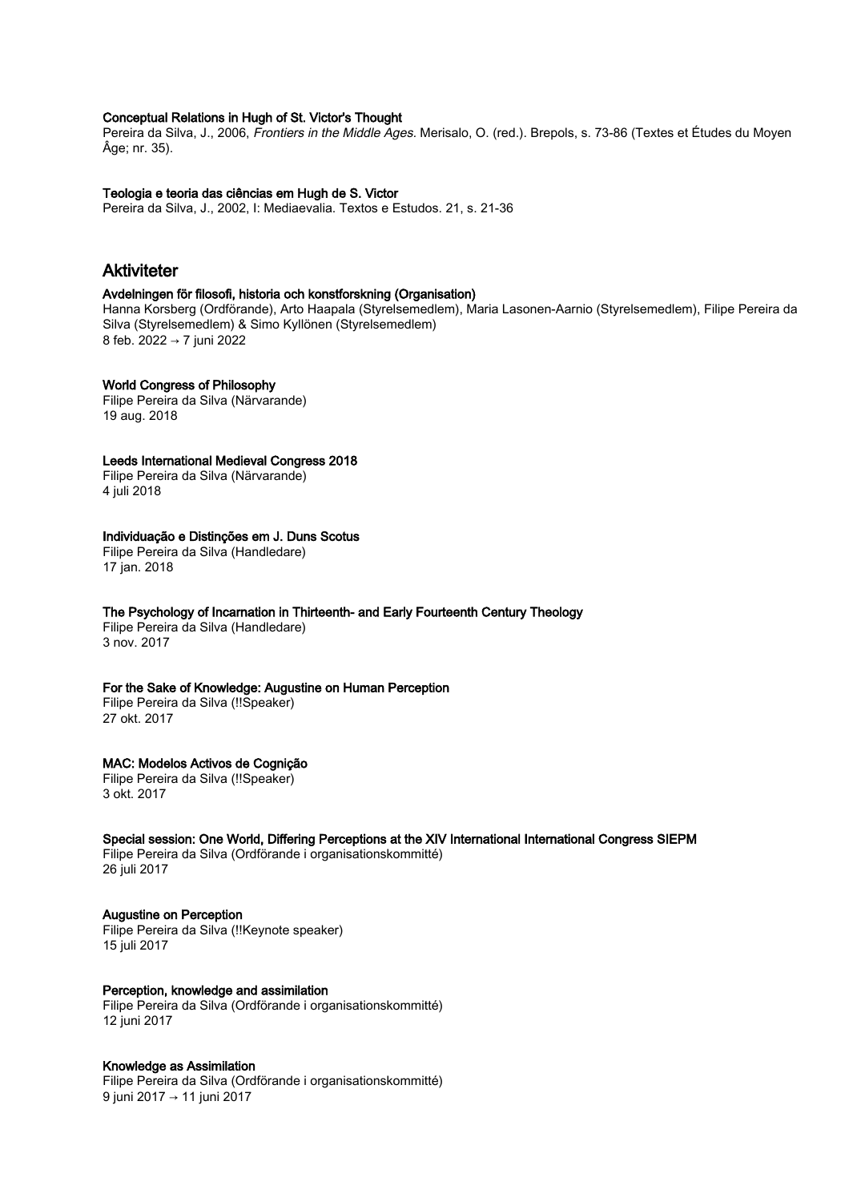**Conceptual Relations in Hugh of St. Victor's Thought**
Pereira da Silva, J., 2006, *Frontiers in the Middle Ages.* Merisalo, O. (red.). Brepols, s. 73-86 (Textes et Études du Moyen Âge; nr. 35).

**Teologia e teoria das ciências em Hugh de S. Victor**
Pereira da Silva, J., 2002, I: Mediaevalia. Textos e Estudos. 21, s. 21-36

## Aktiviteter

**Avdelningen för filosofi, historia och konstforskning (Organisation)**
Hanna Korsberg (Ordförande), Arto Haapala (Styrelsemedlem), Maria Lasonen-Aarnio (Styrelsemedlem), Filipe Pereira da Silva (Styrelsemedlem) & Simo Kyllönen (Styrelsemedlem)
8 feb. 2022 → 7 juni 2022

**World Congress of Philosophy**
Filipe Pereira da Silva (Närvarande)
19 aug. 2018

**Leeds International Medieval Congress 2018**
Filipe Pereira da Silva (Närvarande)
4 juli 2018

**Individuação e Distinções em J. Duns Scotus**
Filipe Pereira da Silva (Handledare)
17 jan. 2018

**The Psychology of Incarnation in Thirteenth- and Early Fourteenth Century Theology**
Filipe Pereira da Silva (Handledare)
3 nov. 2017

**For the Sake of Knowledge: Augustine on Human Perception**
Filipe Pereira da Silva (!!Speaker)
27 okt. 2017

**MAC: Modelos Activos de Cognição**
Filipe Pereira da Silva (!!Speaker)
3 okt. 2017

**Special session: One World, Differing Perceptions at the XIV International International Congress SIEPM**
Filipe Pereira da Silva (Ordförande i organisationskommitté)
26 juli 2017

**Augustine on Perception**
Filipe Pereira da Silva (!!Keynote speaker)
15 juli 2017

**Perception, knowledge and assimilation**
Filipe Pereira da Silva (Ordförande i organisationskommitté)
12 juni 2017

**Knowledge as Assimilation**
Filipe Pereira da Silva (Ordförande i organisationskommitté)
9 juni 2017 → 11 juni 2017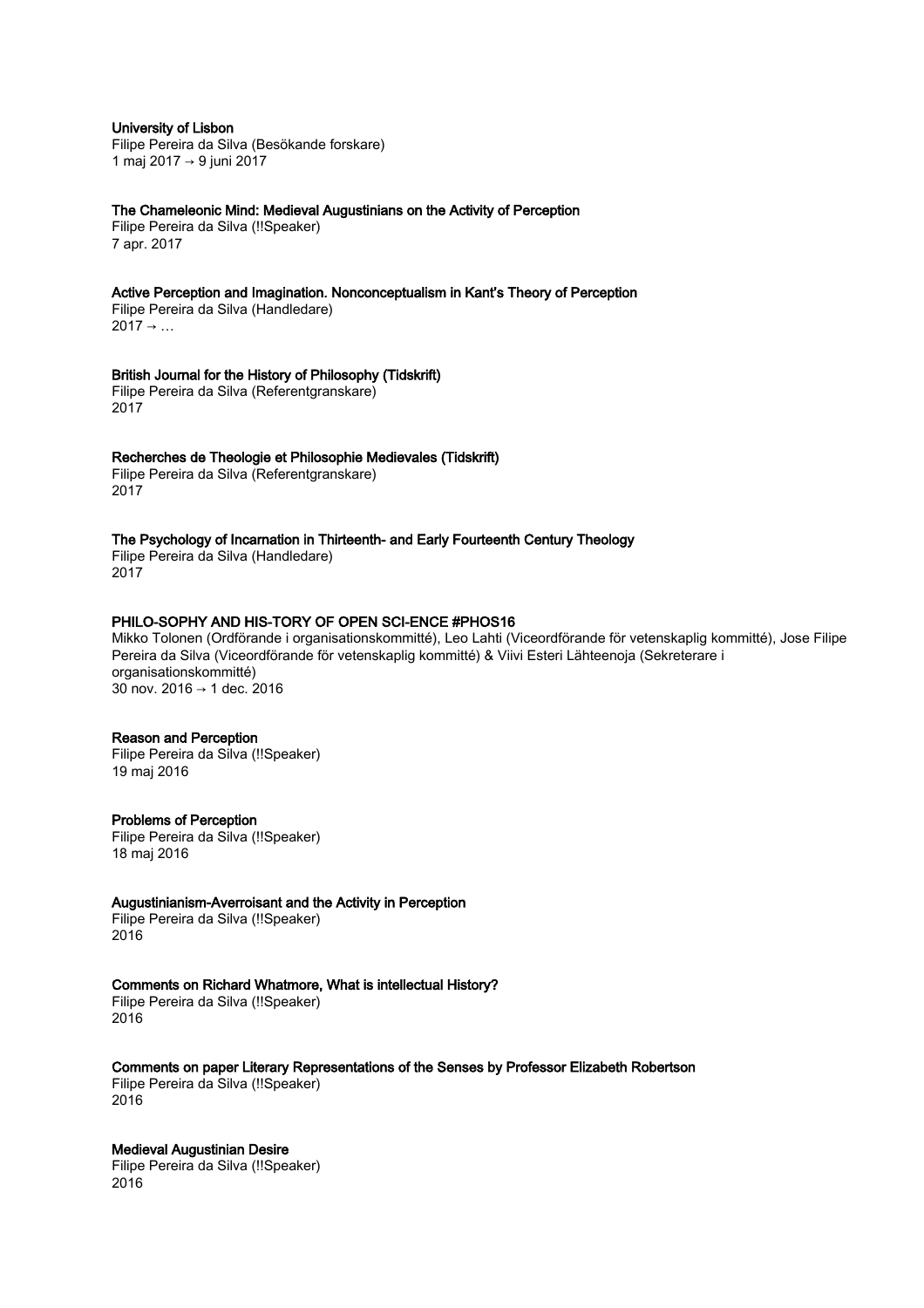**University of Lisbon**
Filipe Pereira da Silva (Besökande forskare)
1 maj 2017 → 9 juni 2017

**The Chameleonic Mind: Medieval Augustinians on the Activity of Perception**
Filipe Pereira da Silva (!!Speaker)
7 apr. 2017

**Active Perception and Imagination. Nonconceptualism in Kant's Theory of Perception**
Filipe Pereira da Silva (Handledare)
2017 → …

**British Journal for the History of Philosophy (Tidskrift)**
Filipe Pereira da Silva (Referentgranskare)
2017

**Recherches de Theologie et Philosophie Medievales (Tidskrift)**
Filipe Pereira da Silva (Referentgranskare)
2017

**The Psychology of Incarnation in Thirteenth- and Early Fourteenth Century Theology**
Filipe Pereira da Silva (Handledare)
2017

**PHILO-SOPHY AND HIS-TORY OF OPEN SCI-ENCE #PHOS16**
Mikko Tolonen (Ordförande i organisationskommitté), Leo Lahti (Viceordförande för vetenskaplig kommitté), Jose Filipe Pereira da Silva (Viceordförande för vetenskaplig kommitté) & Viivi Esteri Lähteenoja (Sekreterare i organisationskommitté)
30 nov. 2016 → 1 dec. 2016

**Reason and Perception**
Filipe Pereira da Silva (!!Speaker)
19 maj 2016

**Problems of Perception**
Filipe Pereira da Silva (!!Speaker)
18 maj 2016

**Augustinianism-Averroisant and the Activity in Perception**
Filipe Pereira da Silva (!!Speaker)
2016

**Comments on Richard Whatmore, What is intellectual History?**
Filipe Pereira da Silva (!!Speaker)
2016

**Comments on paper Literary Representations of the Senses by Professor Elizabeth Robertson**
Filipe Pereira da Silva (!!Speaker)
2016

**Medieval Augustinian Desire**
Filipe Pereira da Silva (!!Speaker)
2016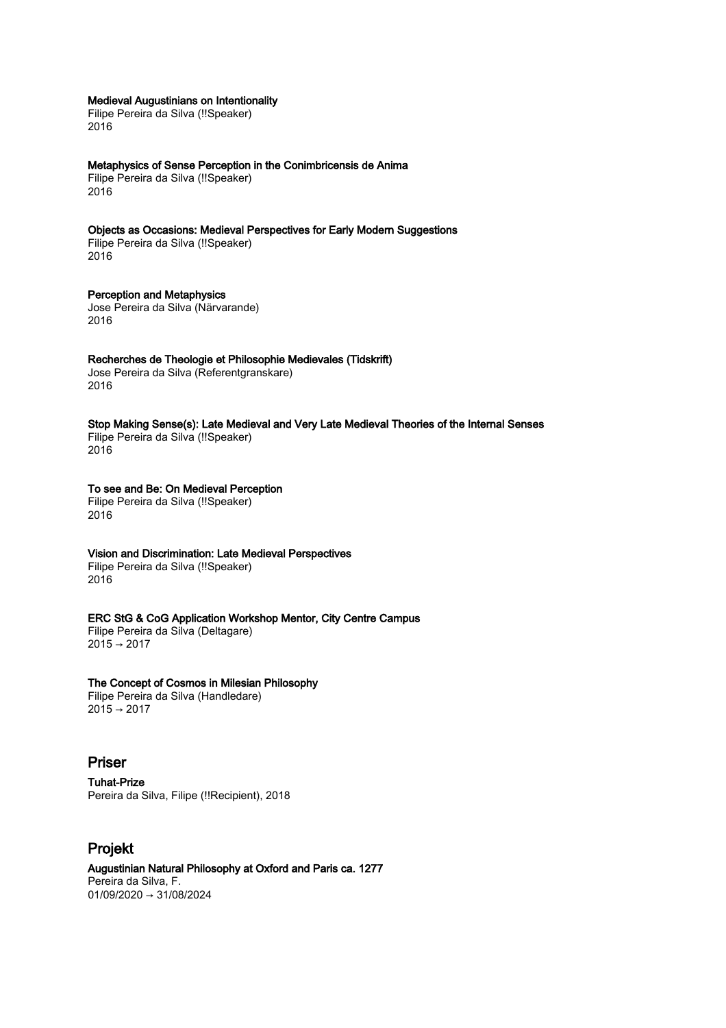**Medieval Augustinians on Intentionality**
Filipe Pereira da Silva (!!Speaker)
2016

**Metaphysics of Sense Perception in the Conimbricensis de Anima**
Filipe Pereira da Silva (!!Speaker)
2016

**Objects as Occasions: Medieval Perspectives for Early Modern Suggestions**
Filipe Pereira da Silva (!!Speaker)
2016

**Perception and Metaphysics**
Jose Pereira da Silva (Närvarande)
2016

**Recherches de Theologie et Philosophie Medievales (Tidskrift)**
Jose Pereira da Silva (Referentgranskare)
2016

**Stop Making Sense(s): Late Medieval and Very Late Medieval Theories of the Internal Senses**
Filipe Pereira da Silva (!!Speaker)
2016

**To see and Be: On Medieval Perception**
Filipe Pereira da Silva (!!Speaker)
2016

**Vision and Discrimination: Late Medieval Perspectives**
Filipe Pereira da Silva (!!Speaker)
2016

**ERC StG & CoG Application Workshop Mentor, City Centre Campus**
Filipe Pereira da Silva (Deltagare)
2015 → 2017

**The Concept of Cosmos in Milesian Philosophy**
Filipe Pereira da Silva (Handledare)
2015 → 2017

## Priser

**Tuhat-Prize**
Pereira da Silva, Filipe (!!Recipient), 2018

## Projekt

**Augustinian Natural Philosophy at Oxford and Paris ca. 1277**
Pereira da Silva, F.
01/09/2020 → 31/08/2024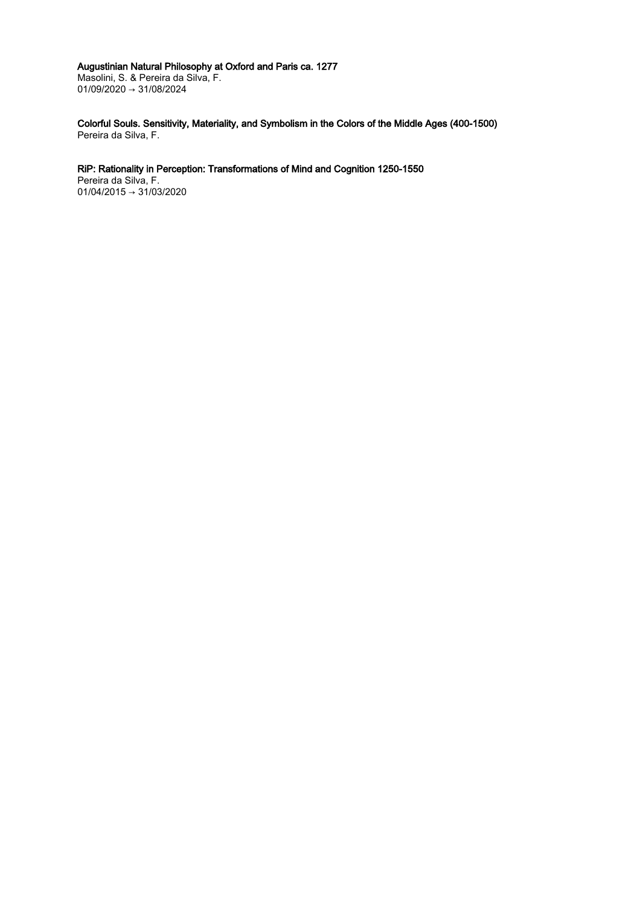**Augustinian Natural Philosophy at Oxford and Paris ca. 1277**
Masolini, S. & Pereira da Silva, F.
01/09/2020 → 31/08/2024

**Colorful Souls. Sensitivity, Materiality, and Symbolism in the Colors of the Middle Ages (400-1500)**
Pereira da Silva, F.

**RiP: Rationality in Perception: Transformations of Mind and Cognition 1250-1550**
Pereira da Silva, F.
01/04/2015 → 31/03/2020